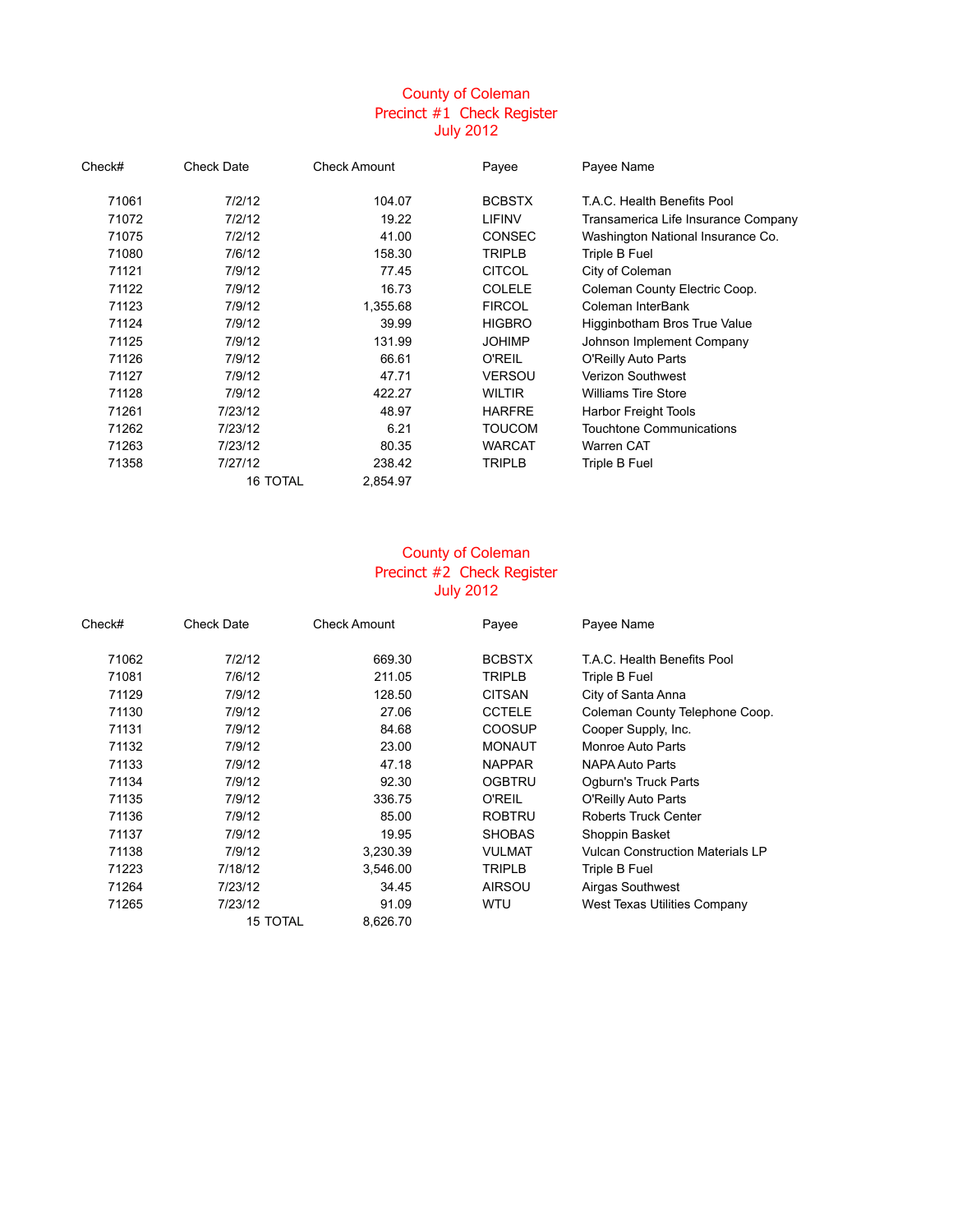# County of Coleman
## Precinct #1 Check Register
## July 2012

| Check# | Check Date | Check Amount | Payee | Payee Name |
|---|---|---|---|---|
| 71061 | 7/2/12 | 104.07 | BCBSTX | T.A.C. Health Benefits Pool |
| 71072 | 7/2/12 | 19.22 | LIFINV | Transamerica Life Insurance Company |
| 71075 | 7/2/12 | 41.00 | CONSEC | Washington National Insurance Co. |
| 71080 | 7/6/12 | 158.30 | TRIPLB | Triple B Fuel |
| 71121 | 7/9/12 | 77.45 | CITCOL | City of Coleman |
| 71122 | 7/9/12 | 16.73 | COLELE | Coleman County Electric Coop. |
| 71123 | 7/9/12 | 1,355.68 | FIRCOL | Coleman InterBank |
| 71124 | 7/9/12 | 39.99 | HIGBRO | Higginbotham Bros True Value |
| 71125 | 7/9/12 | 131.99 | JOHIMP | Johnson Implement Company |
| 71126 | 7/9/12 | 66.61 | O'REIL | O'Reilly Auto Parts |
| 71127 | 7/9/12 | 47.71 | VERSOU | Verizon Southwest |
| 71128 | 7/9/12 | 422.27 | WILTIR | Williams Tire Store |
| 71261 | 7/23/12 | 48.97 | HARFRE | Harbor Freight Tools |
| 71262 | 7/23/12 | 6.21 | TOUCOM | Touchtone Communications |
| 71263 | 7/23/12 | 80.35 | WARCAT | Warren CAT |
| 71358 | 7/27/12 | 238.42 | TRIPLB | Triple B Fuel |
| | 16 TOTAL | 2,854.97 | | |

# County of Coleman
## Precinct #2 Check Register
## July 2012

| Check# | Check Date | Check Amount | Payee | Payee Name |
|---|---|---|---|---|
| 71062 | 7/2/12 | 669.30 | BCBSTX | T.A.C. Health Benefits Pool |
| 71081 | 7/6/12 | 211.05 | TRIPLB | Triple B Fuel |
| 71129 | 7/9/12 | 128.50 | CITSAN | City of Santa Anna |
| 71130 | 7/9/12 | 27.06 | CCTELE | Coleman County Telephone Coop. |
| 71131 | 7/9/12 | 84.68 | COOSUP | Cooper Supply, Inc. |
| 71132 | 7/9/12 | 23.00 | MONAUT | Monroe Auto Parts |
| 71133 | 7/9/12 | 47.18 | NAPPAR | NAPA Auto Parts |
| 71134 | 7/9/12 | 92.30 | OGBTRU | Ogburn's Truck Parts |
| 71135 | 7/9/12 | 336.75 | O'REIL | O'Reilly Auto Parts |
| 71136 | 7/9/12 | 85.00 | ROBTRU | Roberts Truck Center |
| 71137 | 7/9/12 | 19.95 | SHOBAS | Shoppin Basket |
| 71138 | 7/9/12 | 3,230.39 | VULMAT | Vulcan Construction Materials LP |
| 71223 | 7/18/12 | 3,546.00 | TRIPLB | Triple B Fuel |
| 71264 | 7/23/12 | 34.45 | AIRSOU | Airgas Southwest |
| 71265 | 7/23/12 | 91.09 | WTU | West Texas Utilities Company |
| | 15 TOTAL | 8,626.70 | | |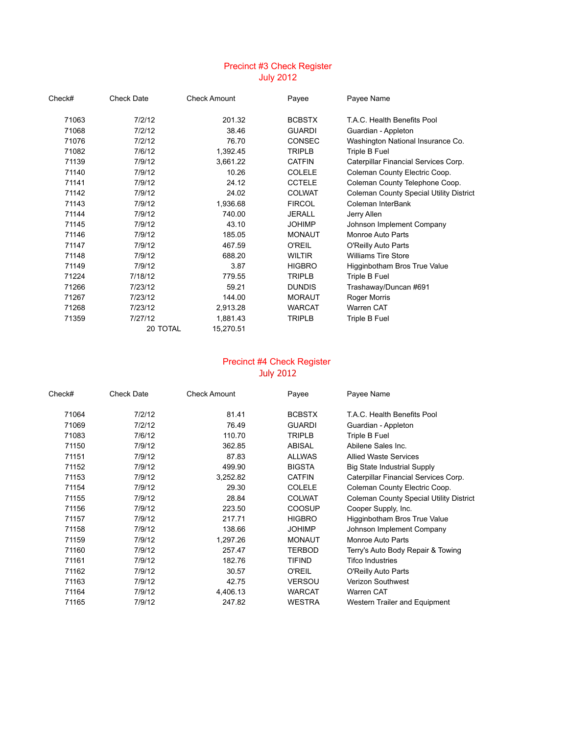## Precinct #3 Check Register
### July 2012

| Check# | Check Date | Check Amount | Payee | Payee Name |
|---|---|---|---|---|
| 71063 | 7/2/12 | 201.32 | BCBSTX | T.A.C. Health Benefits Pool |
| 71068 | 7/2/12 | 38.46 | GUARDI | Guardian - Appleton |
| 71076 | 7/2/12 | 76.70 | CONSEC | Washington National Insurance Co. |
| 71082 | 7/6/12 | 1,392.45 | TRIPLB | Triple B Fuel |
| 71139 | 7/9/12 | 3,661.22 | CATFIN | Caterpillar Financial Services Corp. |
| 71140 | 7/9/12 | 10.26 | COLELE | Coleman County Electric Coop. |
| 71141 | 7/9/12 | 24.12 | CCTELE | Coleman County Telephone Coop. |
| 71142 | 7/9/12 | 24.02 | COLWAT | Coleman County Special Utility District |
| 71143 | 7/9/12 | 1,936.68 | FIRCOL | Coleman InterBank |
| 71144 | 7/9/12 | 740.00 | JERALL | Jerry Allen |
| 71145 | 7/9/12 | 43.10 | JOHIMP | Johnson Implement Company |
| 71146 | 7/9/12 | 185.05 | MONAUT | Monroe Auto Parts |
| 71147 | 7/9/12 | 467.59 | O'REIL | O'Reilly Auto Parts |
| 71148 | 7/9/12 | 688.20 | WILTIR | Williams Tire Store |
| 71149 | 7/9/12 | 3.87 | HIGBRO | Higginbotham Bros True Value |
| 71224 | 7/18/12 | 779.55 | TRIPLB | Triple B Fuel |
| 71266 | 7/23/12 | 59.21 | DUNDIS | Trashaway/Duncan #691 |
| 71267 | 7/23/12 | 144.00 | MORAUT | Roger Morris |
| 71268 | 7/23/12 | 2,913.28 | WARCAT | Warren CAT |
| 71359 | 7/27/12 | 1,881.43 | TRIPLB | Triple B Fuel |
| | 20 TOTAL | 15,270.51 | | |

## Precinct #4 Check Register
### July 2012

| Check# | Check Date | Check Amount | Payee | Payee Name |
|---|---|---|---|---|
| 71064 | 7/2/12 | 81.41 | BCBSTX | T.A.C. Health Benefits Pool |
| 71069 | 7/2/12 | 76.49 | GUARDI | Guardian - Appleton |
| 71083 | 7/6/12 | 110.70 | TRIPLB | Triple B Fuel |
| 71150 | 7/9/12 | 362.85 | ABISAL | Abilene Sales Inc. |
| 71151 | 7/9/12 | 87.83 | ALLWAS | Allied Waste Services |
| 71152 | 7/9/12 | 499.90 | BIGSTA | Big State Industrial Supply |
| 71153 | 7/9/12 | 3,252.82 | CATFIN | Caterpillar Financial Services Corp. |
| 71154 | 7/9/12 | 29.30 | COLELE | Coleman County Electric Coop. |
| 71155 | 7/9/12 | 28.84 | COLWAT | Coleman County Special Utility District |
| 71156 | 7/9/12 | 223.50 | COOSUP | Cooper Supply, Inc. |
| 71157 | 7/9/12 | 217.71 | HIGBRO | Higginbotham Bros True Value |
| 71158 | 7/9/12 | 138.66 | JOHIMP | Johnson Implement Company |
| 71159 | 7/9/12 | 1,297.26 | MONAUT | Monroe Auto Parts |
| 71160 | 7/9/12 | 257.47 | TERBOD | Terry's Auto Body Repair & Towing |
| 71161 | 7/9/12 | 182.76 | TIFIND | Tifco Industries |
| 71162 | 7/9/12 | 30.57 | O'REIL | O'Reilly Auto Parts |
| 71163 | 7/9/12 | 42.75 | VERSOU | Verizon Southwest |
| 71164 | 7/9/12 | 4,406.13 | WARCAT | Warren CAT |
| 71165 | 7/9/12 | 247.82 | WESTRA | Western Trailer and Equipment |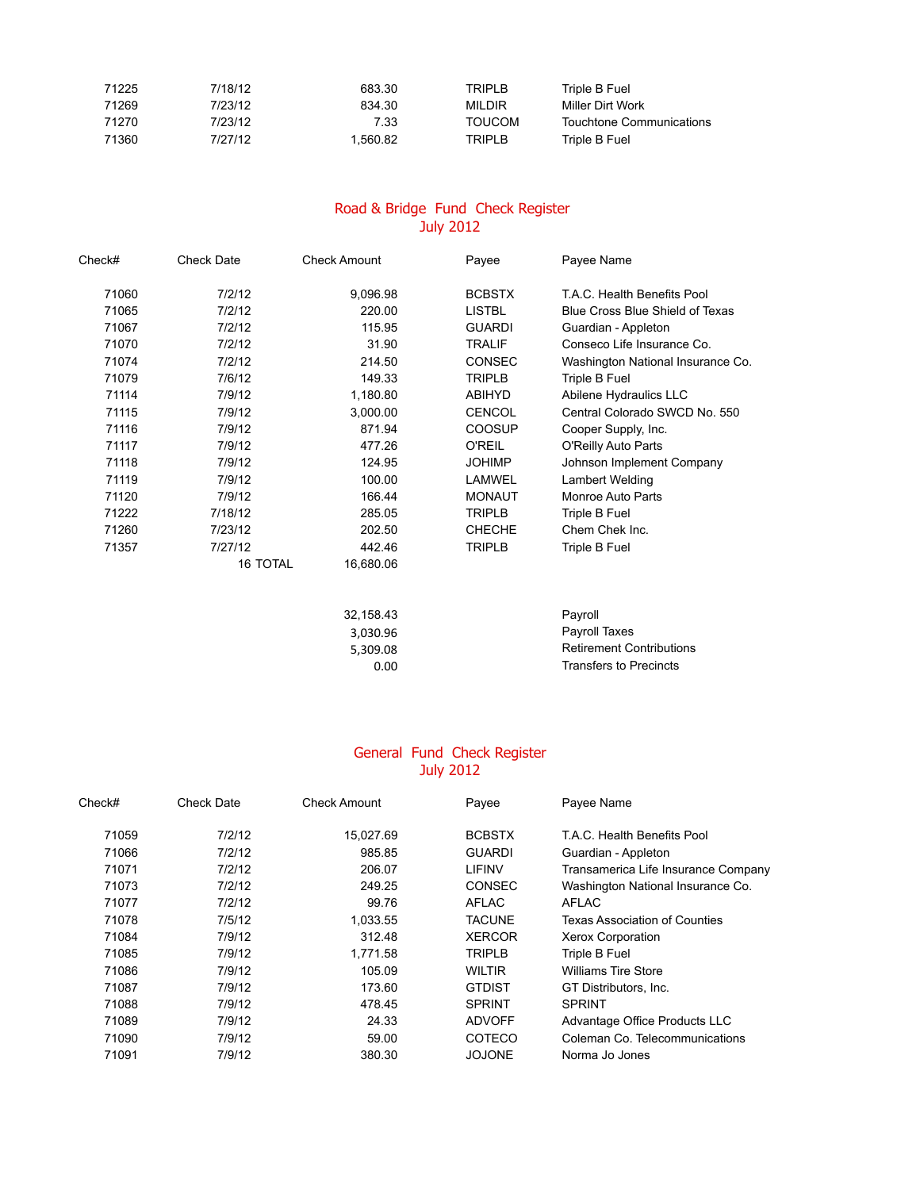| | | | | |
|---|---|---|---|---|
| 71225 | 7/18/12 | 683.30 | TRIPLB | Triple B Fuel |
| 71269 | 7/23/12 | 834.30 | MILDIR | Miller Dirt Work |
| 71270 | 7/23/12 | 7.33 | TOUCOM | Touchtone Communications |
| 71360 | 7/27/12 | 1,560.82 | TRIPLB | Triple B Fuel |

## Road & Bridge Fund Check Register
### July 2012

| Check# | Check Date | Check Amount | Payee | Payee Name |
|---|---|---|---|---|
| 71060 | 7/2/12 | 9,096.98 | BCBSTX | T.A.C. Health Benefits Pool |
| 71065 | 7/2/12 | 220.00 | LISTBL | Blue Cross Blue Shield of Texas |
| 71067 | 7/2/12 | 115.95 | GUARDI | Guardian - Appleton |
| 71070 | 7/2/12 | 31.90 | TRALIF | Conseco Life Insurance Co. |
| 71074 | 7/2/12 | 214.50 | CONSEC | Washington National Insurance Co. |
| 71079 | 7/6/12 | 149.33 | TRIPLB | Triple B Fuel |
| 71114 | 7/9/12 | 1,180.80 | ABIHYD | Abilene Hydraulics LLC |
| 71115 | 7/9/12 | 3,000.00 | CENCOL | Central Colorado SWCD No. 550 |
| 71116 | 7/9/12 | 871.94 | COOSUP | Cooper Supply, Inc. |
| 71117 | 7/9/12 | 477.26 | O'REIL | O'Reilly Auto Parts |
| 71118 | 7/9/12 | 124.95 | JOHIMP | Johnson Implement Company |
| 71119 | 7/9/12 | 100.00 | LAMWEL | Lambert Welding |
| 71120 | 7/9/12 | 166.44 | MONAUT | Monroe Auto Parts |
| 71222 | 7/18/12 | 285.05 | TRIPLB | Triple B Fuel |
| 71260 | 7/23/12 | 202.50 | CHECHE | Chem Chek Inc. |
| 71357 | 7/27/12 | 442.46 | TRIPLB | Triple B Fuel |
| | 16 TOTAL | 16,680.06 | | |
| | | | | |
| | | 32,158.43 | | Payroll |
| | | 3,030.96 | | Payroll Taxes |
| | | 5,309.08 | | Retirement Contributions |
| | | 0.00 | | Transfers to Precincts |

## General Fund Check Register
### July 2012

| Check# | Check Date | Check Amount | Payee | Payee Name |
|---|---|---|---|---|
| 71059 | 7/2/12 | 15,027.69 | BCBSTX | T.A.C. Health Benefits Pool |
| 71066 | 7/2/12 | 985.85 | GUARDI | Guardian - Appleton |
| 71071 | 7/2/12 | 206.07 | LIFINV | Transamerica Life Insurance Company |
| 71073 | 7/2/12 | 249.25 | CONSEC | Washington National Insurance Co. |
| 71077 | 7/2/12 | 99.76 | AFLAC | AFLAC |
| 71078 | 7/5/12 | 1,033.55 | TACUNE | Texas Association of Counties |
| 71084 | 7/9/12 | 312.48 | XERCOR | Xerox Corporation |
| 71085 | 7/9/12 | 1,771.58 | TRIPLB | Triple B Fuel |
| 71086 | 7/9/12 | 105.09 | WILTIR | Williams Tire Store |
| 71087 | 7/9/12 | 173.60 | GTDIST | GT Distributors, Inc. |
| 71088 | 7/9/12 | 478.45 | SPRINT | SPRINT |
| 71089 | 7/9/12 | 24.33 | ADVOFF | Advantage Office Products LLC |
| 71090 | 7/9/12 | 59.00 | COTECO | Coleman Co. Telecommunications |
| 71091 | 7/9/12 | 380.30 | JOJONE | Norma Jo Jones |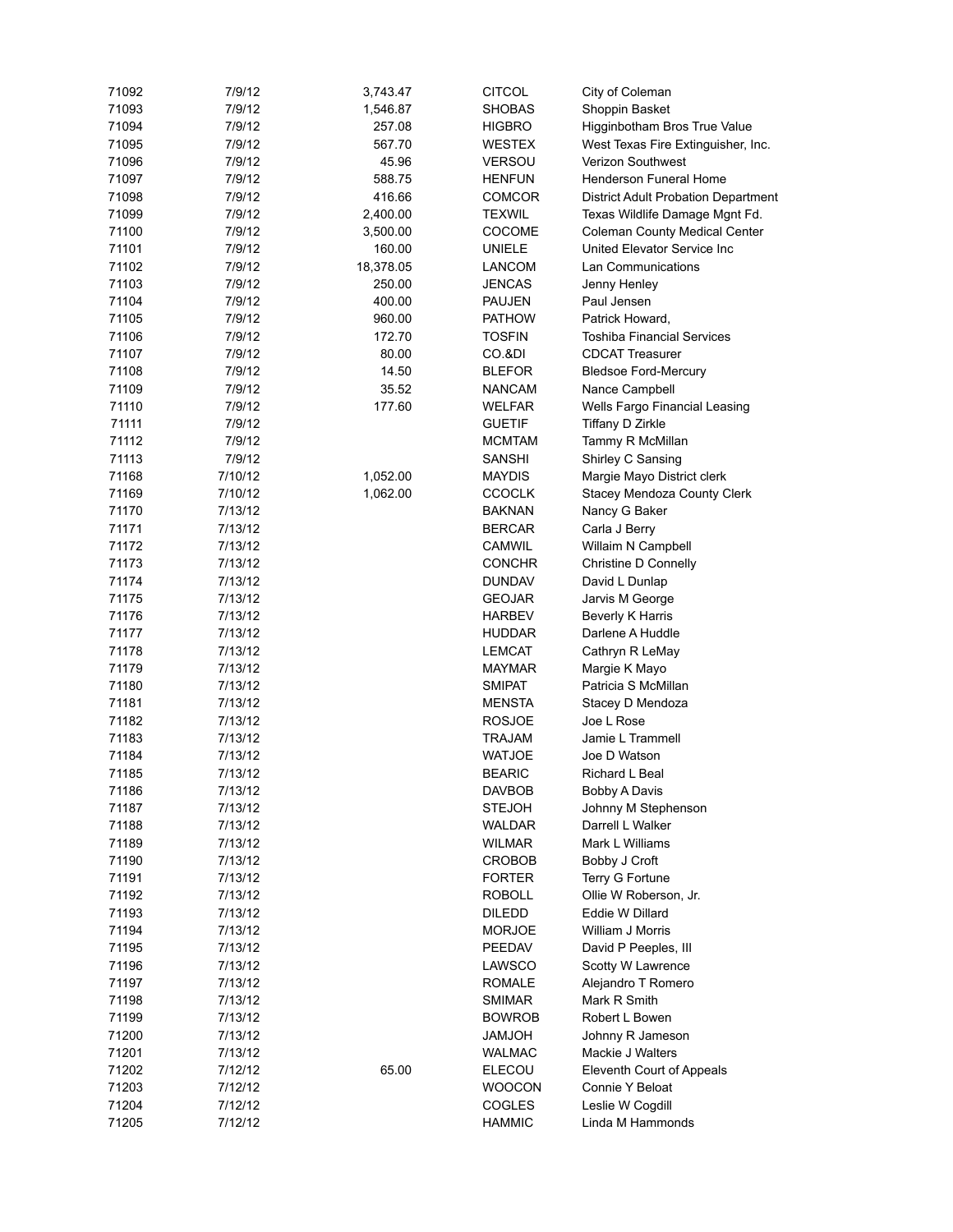| | | | | |
|---|---|---|---|---|
| 71092 | 7/9/12 | 3,743.47 | CITCOL | City of Coleman |
| 71093 | 7/9/12 | 1,546.87 | SHOBAS | Shoppin Basket |
| 71094 | 7/9/12 | 257.08 | HIGBRO | Higginbotham Bros True Value |
| 71095 | 7/9/12 | 567.70 | WESTEX | West Texas Fire Extinguisher, Inc. |
| 71096 | 7/9/12 | 45.96 | VERSOU | Verizon Southwest |
| 71097 | 7/9/12 | 588.75 | HENFUN | Henderson Funeral Home |
| 71098 | 7/9/12 | 416.66 | COMCOR | District Adult Probation Department |
| 71099 | 7/9/12 | 2,400.00 | TEXWIL | Texas Wildlife Damage Mgnt Fd. |
| 71100 | 7/9/12 | 3,500.00 | COCOME | Coleman County Medical Center |
| 71101 | 7/9/12 | 160.00 | UNIELE | United Elevator Service Inc |
| 71102 | 7/9/12 | 18,378.05 | LANCOM | Lan Communications |
| 71103 | 7/9/12 | 250.00 | JENCAS | Jenny Henley |
| 71104 | 7/9/12 | 400.00 | PAUJEN | Paul Jensen |
| 71105 | 7/9/12 | 960.00 | PATHOW | Patrick Howard, |
| 71106 | 7/9/12 | 172.70 | TOSFIN | Toshiba Financial Services |
| 71107 | 7/9/12 | 80.00 | CO.&DI | CDCAT Treasurer |
| 71108 | 7/9/12 | 14.50 | BLEFOR | Bledsoe Ford-Mercury |
| 71109 | 7/9/12 | 35.52 | NANCAM | Nance Campbell |
| 71110 | 7/9/12 | 177.60 | WELFAR | Wells Fargo Financial Leasing |
| 71111 | 7/9/12 | | GUETIF | Tiffany D Zirkle |
| 71112 | 7/9/12 | | MCMTAM | Tammy R McMillan |
| 71113 | 7/9/12 | | SANSHI | Shirley C Sansing |
| 71168 | 7/10/12 | 1,052.00 | MAYDIS | Margie Mayo District clerk |
| 71169 | 7/10/12 | 1,062.00 | CCOCLK | Stacey Mendoza County Clerk |
| 71170 | 7/13/12 | | BAKNAN | Nancy G Baker |
| 71171 | 7/13/12 | | BERCAR | Carla J Berry |
| 71172 | 7/13/12 | | CAMWIL | Willaim N Campbell |
| 71173 | 7/13/12 | | CONCHR | Christine D Connelly |
| 71174 | 7/13/12 | | DUNDAV | David L Dunlap |
| 71175 | 7/13/12 | | GEOJAR | Jarvis M George |
| 71176 | 7/13/12 | | HARBEV | Beverly K Harris |
| 71177 | 7/13/12 | | HUDDAR | Darlene A Huddle |
| 71178 | 7/13/12 | | LEMCAT | Cathryn R LeMay |
| 71179 | 7/13/12 | | MAYMAR | Margie K Mayo |
| 71180 | 7/13/12 | | SMIPAT | Patricia S McMillan |
| 71181 | 7/13/12 | | MENSTA | Stacey D Mendoza |
| 71182 | 7/13/12 | | ROSJOE | Joe L Rose |
| 71183 | 7/13/12 | | TRAJAM | Jamie L Trammell |
| 71184 | 7/13/12 | | WATJOE | Joe D Watson |
| 71185 | 7/13/12 | | BEARIC | Richard L Beal |
| 71186 | 7/13/12 | | DAVBOB | Bobby A Davis |
| 71187 | 7/13/12 | | STEJOH | Johnny M Stephenson |
| 71188 | 7/13/12 | | WALDAR | Darrell L Walker |
| 71189 | 7/13/12 | | WILMAR | Mark L Williams |
| 71190 | 7/13/12 | | CROBOB | Bobby J Croft |
| 71191 | 7/13/12 | | FORTER | Terry G Fortune |
| 71192 | 7/13/12 | | ROBOLL | Ollie W Roberson, Jr. |
| 71193 | 7/13/12 | | DILEDD | Eddie W Dillard |
| 71194 | 7/13/12 | | MORJOE | William J Morris |
| 71195 | 7/13/12 | | PEEDAV | David P Peeples, III |
| 71196 | 7/13/12 | | LAWSCO | Scotty W Lawrence |
| 71197 | 7/13/12 | | ROMALE | Alejandro T Romero |
| 71198 | 7/13/12 | | SMIMAR | Mark R Smith |
| 71199 | 7/13/12 | | BOWROB | Robert L Bowen |
| 71200 | 7/13/12 | | JAMJOH | Johnny R Jameson |
| 71201 | 7/13/12 | | WALMAC | Mackie J Walters |
| 71202 | 7/12/12 | 65.00 | ELECOU | Eleventh Court of Appeals |
| 71203 | 7/12/12 | | WOOCON | Connie Y Beloat |
| 71204 | 7/12/12 | | COGLES | Leslie W Cogdill |
| 71205 | 7/12/12 | | HAMMIC | Linda M Hammonds |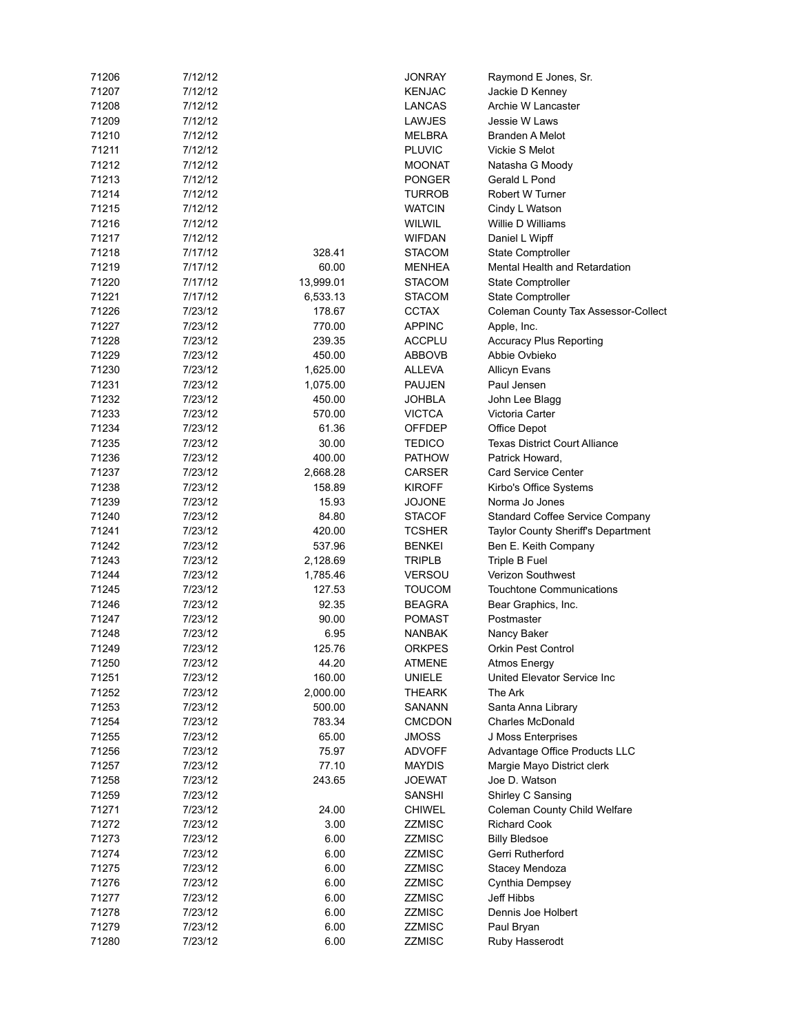| | | | | |
|---|---|---|---|---|
| 71206 | 7/12/12 | | JONRAY | Raymond E Jones, Sr. |
| 71207 | 7/12/12 | | KENJAC | Jackie D Kenney |
| 71208 | 7/12/12 | | LANCAS | Archie W Lancaster |
| 71209 | 7/12/12 | | LAWJES | Jessie W Laws |
| 71210 | 7/12/12 | | MELBRA | Branden A Melot |
| 71211 | 7/12/12 | | PLUVIC | Vickie S Melot |
| 71212 | 7/12/12 | | MOONAT | Natasha G Moody |
| 71213 | 7/12/12 | | PONGER | Gerald L Pond |
| 71214 | 7/12/12 | | TURROB | Robert W Turner |
| 71215 | 7/12/12 | | WATCIN | Cindy L Watson |
| 71216 | 7/12/12 | | WILWIL | Willie D Williams |
| 71217 | 7/12/12 | | WIFDAN | Daniel L Wipff |
| 71218 | 7/17/12 | 328.41 | STACOM | State Comptroller |
| 71219 | 7/17/12 | 60.00 | MENHEA | Mental Health and Retardation |
| 71220 | 7/17/12 | 13,999.01 | STACOM | State Comptroller |
| 71221 | 7/17/12 | 6,533.13 | STACOM | State Comptroller |
| 71226 | 7/23/12 | 178.67 | CCTAX | Coleman County Tax Assessor-Collect |
| 71227 | 7/23/12 | 770.00 | APPINC | Apple, Inc. |
| 71228 | 7/23/12 | 239.35 | ACCPLU | Accuracy Plus Reporting |
| 71229 | 7/23/12 | 450.00 | ABBOVB | Abbie Ovbieko |
| 71230 | 7/23/12 | 1,625.00 | ALLEVA | Allicyn Evans |
| 71231 | 7/23/12 | 1,075.00 | PAUJEN | Paul Jensen |
| 71232 | 7/23/12 | 450.00 | JOHBLA | John Lee Blagg |
| 71233 | 7/23/12 | 570.00 | VICTCA | Victoria Carter |
| 71234 | 7/23/12 | 61.36 | OFFDEP | Office Depot |
| 71235 | 7/23/12 | 30.00 | TEDICO | Texas District Court Alliance |
| 71236 | 7/23/12 | 400.00 | PATHOW | Patrick Howard, |
| 71237 | 7/23/12 | 2,668.28 | CARSER | Card Service Center |
| 71238 | 7/23/12 | 158.89 | KIROFF | Kirbo's Office Systems |
| 71239 | 7/23/12 | 15.93 | JOJONE | Norma Jo Jones |
| 71240 | 7/23/12 | 84.80 | STACOF | Standard Coffee Service Company |
| 71241 | 7/23/12 | 420.00 | TCSHER | Taylor County Sheriff's Department |
| 71242 | 7/23/12 | 537.96 | BENKEI | Ben E. Keith Company |
| 71243 | 7/23/12 | 2,128.69 | TRIPLB | Triple B Fuel |
| 71244 | 7/23/12 | 1,785.46 | VERSOU | Verizon Southwest |
| 71245 | 7/23/12 | 127.53 | TOUCOM | Touchtone Communications |
| 71246 | 7/23/12 | 92.35 | BEAGRA | Bear Graphics, Inc. |
| 71247 | 7/23/12 | 90.00 | POMAST | Postmaster |
| 71248 | 7/23/12 | 6.95 | NANBAK | Nancy Baker |
| 71249 | 7/23/12 | 125.76 | ORKPES | Orkin Pest Control |
| 71250 | 7/23/12 | 44.20 | ATMENE | Atmos Energy |
| 71251 | 7/23/12 | 160.00 | UNIELE | United Elevator Service Inc |
| 71252 | 7/23/12 | 2,000.00 | THEARK | The Ark |
| 71253 | 7/23/12 | 500.00 | SANANN | Santa Anna Library |
| 71254 | 7/23/12 | 783.34 | CMCDON | Charles McDonald |
| 71255 | 7/23/12 | 65.00 | JMOSS | J Moss Enterprises |
| 71256 | 7/23/12 | 75.97 | ADVOFF | Advantage Office Products LLC |
| 71257 | 7/23/12 | 77.10 | MAYDIS | Margie Mayo District clerk |
| 71258 | 7/23/12 | 243.65 | JOEWAT | Joe D. Watson |
| 71259 | 7/23/12 | | SANSHI | Shirley C Sansing |
| 71271 | 7/23/12 | 24.00 | CHIWEL | Coleman County Child Welfare |
| 71272 | 7/23/12 | 3.00 | ZZMISC | Richard Cook |
| 71273 | 7/23/12 | 6.00 | ZZMISC | Billy Bledsoe |
| 71274 | 7/23/12 | 6.00 | ZZMISC | Gerri Rutherford |
| 71275 | 7/23/12 | 6.00 | ZZMISC | Stacey Mendoza |
| 71276 | 7/23/12 | 6.00 | ZZMISC | Cynthia Dempsey |
| 71277 | 7/23/12 | 6.00 | ZZMISC | Jeff Hibbs |
| 71278 | 7/23/12 | 6.00 | ZZMISC | Dennis Joe Holbert |
| 71279 | 7/23/12 | 6.00 | ZZMISC | Paul Bryan |
| 71280 | 7/23/12 | 6.00 | ZZMISC | Ruby Hasserodt |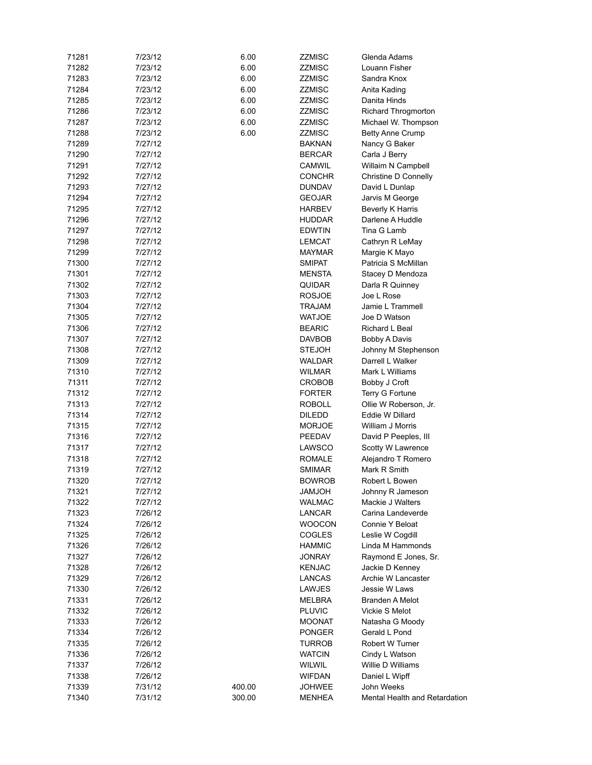| | | | | |
|---|---|---|---|---|
| 71281 | 7/23/12 | 6.00 | ZZMISC | Glenda Adams |
| 71282 | 7/23/12 | 6.00 | ZZMISC | Louann Fisher |
| 71283 | 7/23/12 | 6.00 | ZZMISC | Sandra Knox |
| 71284 | 7/23/12 | 6.00 | ZZMISC | Anita Kading |
| 71285 | 7/23/12 | 6.00 | ZZMISC | Danita Hinds |
| 71286 | 7/23/12 | 6.00 | ZZMISC | Richard Throgmorton |
| 71287 | 7/23/12 | 6.00 | ZZMISC | Michael W. Thompson |
| 71288 | 7/23/12 | 6.00 | ZZMISC | Betty Anne Crump |
| 71289 | 7/27/12 | | BAKNAN | Nancy G Baker |
| 71290 | 7/27/12 | | BERCAR | Carla J Berry |
| 71291 | 7/27/12 | | CAMWIL | Willaim N Campbell |
| 71292 | 7/27/12 | | CONCHR | Christine D Connelly |
| 71293 | 7/27/12 | | DUNDAV | David L Dunlap |
| 71294 | 7/27/12 | | GEOJAR | Jarvis M George |
| 71295 | 7/27/12 | | HARBEV | Beverly K Harris |
| 71296 | 7/27/12 | | HUDDAR | Darlene A Huddle |
| 71297 | 7/27/12 | | EDWTIN | Tina G Lamb |
| 71298 | 7/27/12 | | LEMCAT | Cathryn R LeMay |
| 71299 | 7/27/12 | | MAYMAR | Margie K Mayo |
| 71300 | 7/27/12 | | SMIPAT | Patricia S McMillan |
| 71301 | 7/27/12 | | MENSTA | Stacey D Mendoza |
| 71302 | 7/27/12 | | QUIDAR | Darla R Quinney |
| 71303 | 7/27/12 | | ROSJOE | Joe L Rose |
| 71304 | 7/27/12 | | TRAJAM | Jamie L Trammell |
| 71305 | 7/27/12 | | WATJOE | Joe D Watson |
| 71306 | 7/27/12 | | BEARIC | Richard L Beal |
| 71307 | 7/27/12 | | DAVBOB | Bobby A Davis |
| 71308 | 7/27/12 | | STEJOH | Johnny M Stephenson |
| 71309 | 7/27/12 | | WALDAR | Darrell L Walker |
| 71310 | 7/27/12 | | WILMAR | Mark L Williams |
| 71311 | 7/27/12 | | CROBOB | Bobby J Croft |
| 71312 | 7/27/12 | | FORTER | Terry G Fortune |
| 71313 | 7/27/12 | | ROBOLL | Ollie W Roberson, Jr. |
| 71314 | 7/27/12 | | DILEDD | Eddie W Dillard |
| 71315 | 7/27/12 | | MORJOE | William J Morris |
| 71316 | 7/27/12 | | PEEDAV | David P Peeples, III |
| 71317 | 7/27/12 | | LAWSCO | Scotty W Lawrence |
| 71318 | 7/27/12 | | ROMALE | Alejandro T Romero |
| 71319 | 7/27/12 | | SMIMAR | Mark R Smith |
| 71320 | 7/27/12 | | BOWROB | Robert L Bowen |
| 71321 | 7/27/12 | | JAMJOH | Johnny R Jameson |
| 71322 | 7/27/12 | | WALMAC | Mackie J Walters |
| 71323 | 7/26/12 | | LANCAR | Carina Landeverde |
| 71324 | 7/26/12 | | WOOCON | Connie Y Beloat |
| 71325 | 7/26/12 | | COGLES | Leslie W Cogdill |
| 71326 | 7/26/12 | | HAMMIC | Linda M Hammonds |
| 71327 | 7/26/12 | | JONRAY | Raymond E Jones, Sr. |
| 71328 | 7/26/12 | | KENJAC | Jackie D Kenney |
| 71329 | 7/26/12 | | LANCAS | Archie W Lancaster |
| 71330 | 7/26/12 | | LAWJES | Jessie W Laws |
| 71331 | 7/26/12 | | MELBRA | Branden A Melot |
| 71332 | 7/26/12 | | PLUVIC | Vickie S Melot |
| 71333 | 7/26/12 | | MOONAT | Natasha G Moody |
| 71334 | 7/26/12 | | PONGER | Gerald L Pond |
| 71335 | 7/26/12 | | TURROB | Robert W Turner |
| 71336 | 7/26/12 | | WATCIN | Cindy L Watson |
| 71337 | 7/26/12 | | WILWIL | Willie D Williams |
| 71338 | 7/26/12 | | WIFDAN | Daniel L Wipff |
| 71339 | 7/31/12 | 400.00 | JOHWEE | John Weeks |
| 71340 | 7/31/12 | 300.00 | MENHEA | Mental Health and Retardation |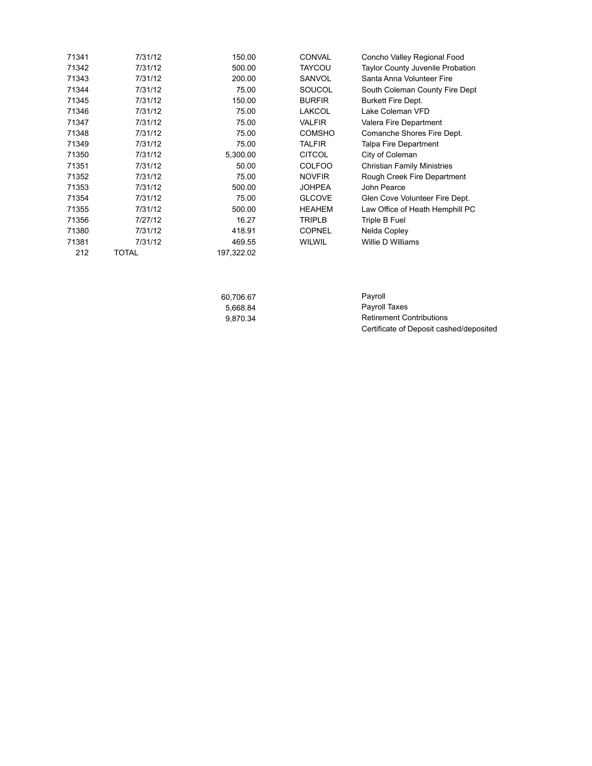| | | | | |
|---|---|---|---|---|
| 71341 | 7/31/12 | 150.00 | CONVAL | Concho Valley Regional Food |
| 71342 | 7/31/12 | 500.00 | TAYCOU | Taylor County Juvenile Probation |
| 71343 | 7/31/12 | 200.00 | SANVOL | Santa Anna Volunteer Fire |
| 71344 | 7/31/12 | 75.00 | SOUCOL | South Coleman County Fire Dept |
| 71345 | 7/31/12 | 150.00 | BURFIR | Burkett Fire Dept. |
| 71346 | 7/31/12 | 75.00 | LAKCOL | Lake Coleman VFD |
| 71347 | 7/31/12 | 75.00 | VALFIR | Valera Fire Department |
| 71348 | 7/31/12 | 75.00 | COMSHO | Comanche Shores Fire Dept. |
| 71349 | 7/31/12 | 75.00 | TALFIR | Talpa Fire Department |
| 71350 | 7/31/12 | 5,300.00 | CITCOL | City of Coleman |
| 71351 | 7/31/12 | 50.00 | COLFOO | Christian Family Ministries |
| 71352 | 7/31/12 | 75.00 | NOVFIR | Rough Creek Fire Department |
| 71353 | 7/31/12 | 500.00 | JOHPEA | John Pearce |
| 71354 | 7/31/12 | 75.00 | GLCOVE | Glen Cove Volunteer Fire Dept. |
| 71355 | 7/31/12 | 500.00 | HEAHEM | Law Office of Heath Hemphill PC |
| 71356 | 7/27/12 | 16.27 | TRIPLB | Triple B Fuel |
| 71380 | 7/31/12 | 418.91 | COPNEL | Nelda Copley |
| 71381 | 7/31/12 | 469.55 | WILWIL | Willie D Williams |
| 212 | TOTAL | 197,322.02 | | |

| | |
|---|---|
| 60,706.67 | Payroll |
| 5,668.84 | Payroll Taxes |
| 9,870.34 | Retirement Contributions |
| | Certificate of Deposit cashed/deposited |